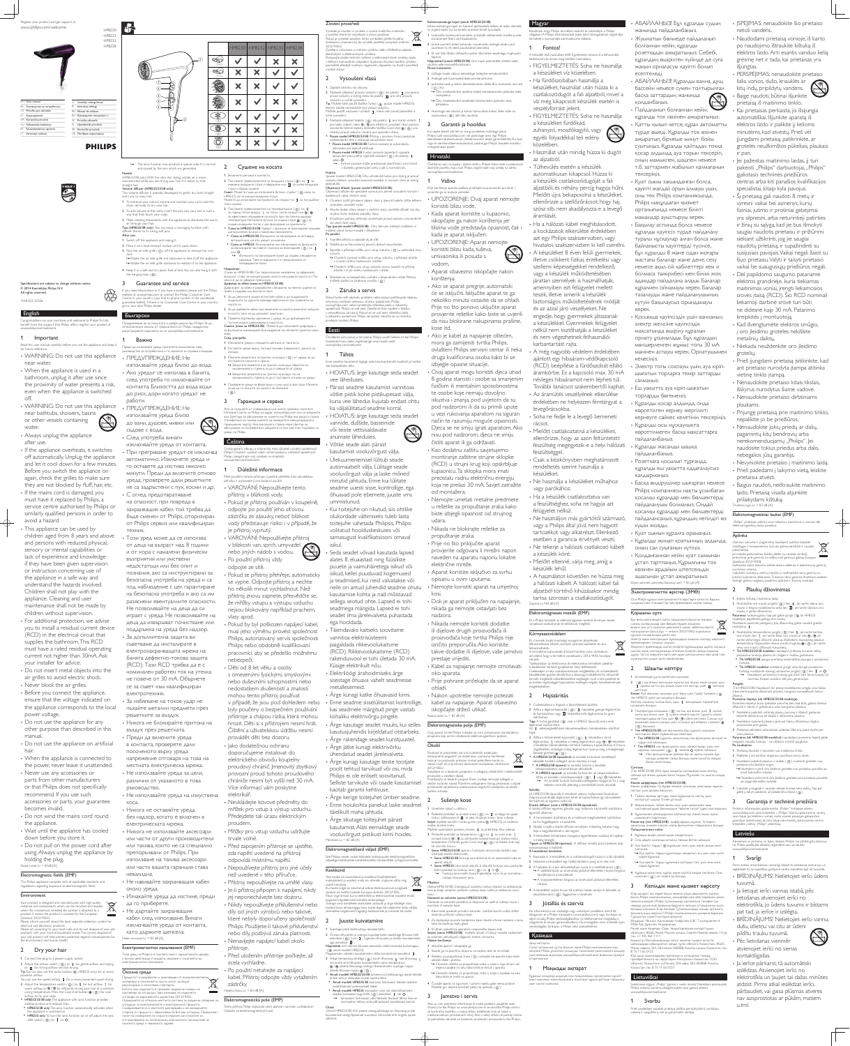Register your product and get support at
www.philips.com/welcome

HP8230
HP8232
HP8233
HP8238

| | |
|---|---|
| EN | User manual |
| BG | Ръководство за потребителя |
| CS | Příručka pro uživatele |
| ET | Kasutusjuhend |
| HR | Korisnički priručnik |
| HU | Felhasználói kézikönyv |
| KK | Пайдаланушы нұсқаулығы |
| LT | Vartotojo instrukcija |
| LV | Lietotāja rokasgrāmata |
| PL | Instrukcja obsługi |
| RO | Manual de utilizare |
| RU | Руководство пользователя |
| SK | Príručka užívateľa |
| SL | Uporabniški priročnik |
| SR | Korisnički priručnik |
| UK | Посібник користувача |

PHILIPS

Specifications are subject to change without notice
© 2014 Koninklijke Philips N.V.
All rights reserved.

## English

Congratulations on your purchase, and welcome to Philips! To fully benefit from the support that Philips offers, register your product at www.philips.com/welcome.

### 1 Important

Read this user manual carefully before you use the appliance and keep it for future reference.

- WARNING: Do not use this appliance near water.
- When the appliance is used in a bathroom, unplug it after use since the proximity of water presents a risk, even when the appliance is switched off.
- WARNING: Do not use this appliance near bathtubs, showers, basins or other vessels containing water.
- Always unplug the appliance after use.
- If the appliance overheats, it switches off automatically. Unplug the appliance and let it cool down for a few minutes. Before you switch the appliance on again, check the grilles to make sure they are not blocked by fluff, hair, etc.
- If the mains cord is damaged, you must have it replaced by Philips, a service centre authorized by Philips or similarly qualified persons in order to avoid a hazard.
- This appliance can be used by children aged from 8 years and above and persons with reduced physical, sensory or mental capabilities or lack of experience and knowledge if they have been given supervision or instruction concerning use of the appliance in a safe way and understand the hazards involved. Children shall not play with the appliance. Cleaning and user maintenance shall not be made by children without supervision.
- For additional protection, we advise you to install a residual current device (RCD) in the electrical circuit that supplies the bathroom. This RCD must have a rated residual operating current not higher than 30mA. Ask your installer for advice.
- Do not insert metal objects into the air grilles to avoid electric shock.
- Never block the air grilles.
- Before you connect the appliance, ensure that the voltage indicated on the appliance corresponds to the local power voltage.
- Do not use the appliance for any other purpose than described in this manual.
- Do not use the appliance on artificial hair.
- When the appliance is connected to the power, never leave it unattended.
- Never use any accessories or parts from other manufacturers or that Philips does not specifically recommend. If you use such accessories or parts, your guarantee becomes invalid.
- Do not wind the mains cord round the appliance.
- Wait until the appliance has cooled down before you store it.
- Do not pull on the power cord after using. Always unplug the appliance by holding the plug.

Noise Level: Lc = 83 dB [A]

### Electromagnetic fields (EMF)

This Philips appliance complies with all applicable standards and regulations regarding exposure to electromagnetic fields.

### Environment

Your product is designed and manufactured with high quality materials and components, which can be recycled and reused. When this crossed-out wheeled bin symbol is attached to a product it means the product is covered by the European Directive 2012/19/EU.
Please inform yourself about the local separate collection system for electrical and electronic products.
Please act according to your local rules and do not dispose of your old products with your normal household waste. The correct disposal of your old product will help prevent potential negative consequences for the environment and human health.

### 2 Dry your hair

1. Connect the plug to a power supply socket.
2. Adjust the airflow switch ( ) to for gentle airflow and styling, or for strong airflow and fast drying.
   Tip: You can also use the turbo button ( ) (HP8232 only) for an extra powerful airflow.
   You can use the speed setting for a more convenient quick drying.
3. Adjust the temperature switch ( ) to for hot airflow, for warm airflow or for effectively drying your hair at a comfortable temperature. Press the Cool shot button ( ) for cool airflow to fix your style.
   - HP8232/33/38 only: This appliance with ionic function provides additional shine and reduces frizz.
   - HP8232/38 only: The ionic function automatically activates when the appliance is switched on.
   - HP8233 only: To turn the ionic function on or off, adjust the ionic slide switch ( ) to or .

The ionic function may produce a special odor. It is normal and caused by the ions which are generated.

**Nozzle**
(HP8232/33/38 only) With the ultra slim styling nozzle, air is more concentrated while you are drying your hair. It is easier for styling straight hair.

**Volume diffuser (HP8232/33/38 only)**
The volume diffuser is specially developed to gently dry both straight and curly or wavy hair.
1. To enhance your natural volume and maximize your curls hold the dryer vertically to dry your hair.
2. To add volume at the roots, insert the pins into your hair in such a way that they touch your scalp.
3. Make gentle rotating movements with the appliance to distribute the warm air through your hair.

**Tips (HP8232/38 only):** You can enjoy a massaging function with diffuser thanks to its long soft pins.

**After use:**
1. Switch off the appliance and unplug it.
2. Place it on a heat-resistant surface until it cools down.
3. Take the air inlet grille ( ) off the appliance to remove hair and dust.
   - Rotate the air inlet grille anti-clockwise to take it off the appliance.
   - Rotate the air inlet grille clockwise to reattach it to the appliance.
4. Keep it in a safe and dry place, free of dust. You can also hang it with the hanging loop ( ).

### 3 Guarantee and service

If you need information or if you have a problem, please visit the Philips website at www.philips.com or contact the Philips Customer Care Centre in your country (you find its phone number in the worldwide guarantee leaflet). If there is no Consumer Care Centre in your country, go to your local Philips dealer.

## Български

Поздравяваме ви за покупката и добре дошли при Philips! За да се възползвате изцяло от предлаганата от Philips поддръжка, регистрирайте изделието си на www.philips.com/welcome.

### 1 Важно

Преди да използвате уреда, прочетете внимателно това ръководство за потребителя и го запазете за справка в бъдеще.

- ПРЕДУПРЕЖДЕНИЕ: Не използвайте уреда близо до вода.
- Ако уредът се използва в банята, след употреба го изключвайте от контакта. Близостта до вода води до риск, дори когато уредът не работи.
- ПРЕДУПРЕЖДЕНИЕ: Не използвайте уреда близо до вани, душове, мивки или съдове с вода.
- След употреба винаги изключвайте уреда от контакта.
- При прегряване уредът се изключва автоматично. Изключете уреда и го оставете да изстива няколко минути. Преди да включите отново уреда, проверете дали решетките не са задръстени с пух, косми и др.
- С оглед предотвратяване на опасност, при повреда в захранващия кабел той трябва да бъде сменен от Philips, упълномощен от Philips сервиз или квалифициран техник.
- Този уред може да се използва от деца на възраст над 8 години и от хора с намалени физически възприятия или умствени недостатъци или без опит и познания, ако са инструктирани за безопасна употреба на уреда и са под наблюдение с цел гарантиране на безопасна употреба и ако са разбрани евентуалните опасности. Не позволявайте на деца да си играят с уреда. Не позволявайте на деца да извършват почистване или поддръжка на уреда без надзор.
- За допълнителна защита ви съветваме да инсталирате в електрозахранващата мрежа на банята дефектно-токова защита (RCD). Тази RCD трябва да е с номинален работен ток на утечка не повече от 30 mA. Обърнете се за съвет към квалифициран електротехник.
- За избягване на токов удар не пъхайте метални предмети през решетките за въздух.
- Никога не блокирайте притока на въздух през решетките.
- Преди да включите уреда в контакта, проверете дали посоченото върху уреда напрежение отговаря на това на местната електрическа мрежа.
- Не използвайте уреда за цели, различни от указаното в това ръководство.
- Не използвайте уреда на изкуствена коса.
- Никога не оставяйте уреда без надзор, когато е включен в електрическата мрежа.
- Никога не използвайте аксесоари или части от други производители или такива, които не са специално препоръчани от Philips. При използване на такива аксесоари или части вашата гаранция става невалидна.
- Не навивайте захранващия кабел около уреда.
- Изчакайте уреда да изстине, преди да го приберете.
- Не дърпайте захранващия кабел след използване. Винаги изключвайте уреда от контакта, като държите щепсела.

Ниво на шума: Lc = 83 dB [A]

### Електромагнитни полета (EMF)

Този уред на Philips е в съответствие с всички приложими стандарти и разпоредби, свързани с излагането на електромагнитни полета.

### Околна среда

Продуктът е разработен и произведен от висококачествени материали и компоненти, които могат да бъдат рециклирани и използвани повторно.
Когато към изделието е прикрепен символът на зачеркнат контейнер за отпадъци с колелца, изделието отговаря на изискванията на Европейската директива 2012/19/ЕС.
Осведомете се относно местната система за разделно събиране на електрически и електронни продукти.
Съобразявайте се с местните разпоредби и не изхвърляйте старите си продукти с обикновените битови отпадъци. Правилното изхвърляне на старите продукти ще помогне за предотвратяване на евентуални отрицателни последствия за околната среда и човешкото здраве.

### 2 Сушене на косата

1. Включете щепсела в контакта.
2. Поставете превключвателя за въздушна струя ( ) на за умерена въздушна струя и оформяне или на за силна въздушна струя и бързо сушене.
   Съвет: Можете също да използвате бутона „турбо" ( ) (само за HP8232) за по-силна въздушна струя.
   Можете да използвате настройката за скорост за по-удобно бързо сушене.
3. Поставете превключвателя на температурата ( ) на за гореща въздушна струя, за топла въздушна струя или за ефективно изсушаване на косата при поносима температура. Натиснете бутона за студен въздух ( ) за студена въздушна струя с цел фиксиране на прическата.
   - Само за HP8232/33/38: Уредът с функция за йонизиране придава допълнителен блясък и намалява накъдрянето.
   - Само за HP8232/38: Функцията за йонизиране се активира автоматично, когато уредът е включен.
   - Само за HP8233: За да включите или изключите функцията за йонизиране, поставете плъзгащия се превключвател за йонизиране ( ) на или .

Функцията за йонизиране може да предизвика специфична миризма. Това е нормално и се причинява от генерираните йони.

**Накрайник**
(Само за HP8232/33/38) При използване на ултратънкия накрайник за оформяне въздухът е по-концентриран, докато сушите косата си. Така по-лесно се оформя права коса.

**Дифузер за обем (само за HP8232/33/38)**
Дифузерът за обем е специално разработен за нежно сушене на права и къдрава или вълнообразна коса.
1. За да увеличите вашия естествен обем и да подчертаете къдриците си, дръжте сешоара вертикално при сушенето на косата си.
2. За да добавите обем при корените на косата, вкарайте щифтовете в косата така, че да докосват скалпа.
3. Правете леки въртеливи движения с уреда, за да разпределите топлия въздух равномерно в косата.

**Съвети (само за HP8232/38):** Можете да използвате дифузера и за масаж благодарение на дългите му меки щифтове.

**След употреба:**
1. Изключете уреда и извадете щепсела от контакта.
2. Оставете уреда върху топлоустойчива повърхност, докато се охлади.
3. Извадете решетката за приток на въздух ( ) от уреда, за да отстраните косми и прах.
   - Завъртете решетката за приток на въздух обратно на часовниковата стрелка, за да я свалите от уреда.
   - Завъртете решетката за приток на въздух по часовниковата стрелка, за да я прикрепите отново към уреда.
4. Приберете уреда на безопасно и сухо място без прах. Можете също да го окачите на халката за окачване ( ).

### 3 Гаранция и сервиз

Ако се нуждаете от информация или имате проблем, посетете Интернет сайта на Philips на адрес www.philips.com или се обърнете към Центъра за обслужване на клиенти на Philips във вашата страна (телефонния му номер можете да намерите в международната гаранционна карта). Ако във вашата страна няма Център за обслужване на клиенти, обърнете се към местния търговец на уреди на Philips.

## Čeština

Blahopřejeme k nákupu a vítáme Vás mezi uživateli výrobků společnosti Philips! Chcete-li využívat všech výhod podpory nabízené společností Philips, zaregistrujte svůj výrobek na stránkách www.philips.com/welcome.

### 1 Důležité informace

Před použitím tohoto přístroje si pečlivě přečtěte tuto uživatelskou příručku a uschovejte ji pro budoucí použití.

- VAROVÁNÍ: Nepoužívejte tento přístroj v blízkosti vody.
- Pokud je přístroj používán v koupelně, odpojte po použití jeho síťovou zástrčku ze zásuvky, neboť blízkost vody představuje riziko i v případě, že je přístroj vypnutý.
- VAROVÁNÍ: Nepoužívejte přístroj v blízkosti van, sprch, umyvadel nebo jiných nádob s vodou.
- Po použití přístroj vždy odpojte ze sítě.
- Pokud se přístroj přehřeje, automaticky se vypne. Odpojte přístroj a nechte ho několik minut vychladnout. Než přístroj znovu zapnete, přesvědčte se, že mřížky vstupu a výstupu vzduchu nejsou blokovány například prachem, vlasy apod.
- Pokud by byl poškozen napájecí kabel, musí jeho výměnu provést společnost Philips, autorizovaný servis společnosti Philips nebo obdobně kvalifikovaní pracovníci, aby se předešlo možným nebezpečím.
- Děti od 8 let věku a osoby s omezenými fyzickými, smyslovými nebo duševními schopnostmi nebo nedostatkem zkušeností a znalostí mohou tento přístroj používat v případě, že jsou pod dohledem nebo byly poučeny o bezpečném používání přístroje a chápou rizika, která mohou hrozit. Děti si s přístrojem nesmí hrát. Čištění a uživatelskou údržbu nesmí provádět děti bez dozoru.
- Jako dodatečnou ochranu doporučujeme instalovat do elektrického obvodu koupelny proudový chránič. Jmenovitý zbytkový provozní proud tohoto proudového chrániče nesmí být vyšší než 30 mA. Více informací vám poskytne elektrikář.
- Nevkládejte kovové předměty do mřížek pro vstup a výstup vzduchu. Předejdete tak úrazu elektrickým proudem.
- Mřížky pro vstup vzduchu udržujte trvale volné.
- Před zapojením přístroje se ujistěte, zda napětí uvedené na přístroji odpovídá místnímu napětí.
- Nepoužívejte přístroj pro jiné účely než uvedené v této příručce.
- Přístroj nepoužívejte na umělé vlasy.
- Je-li přístroj připojen k napájení, nikdy jej neponechávejte bez dozoru.
- Nikdy nepoužívejte příslušenství nebo díly od jiných výrobců nebo takové, které nebyly doporučeny společností Philips. Použijete-li takové příslušenství nebo díly, pozbývá záruka platnosti.
- Nenavíjejte napájecí kabel okolo přístroje.
- Před uložením přístroje počkejte, až zcela vychladne.
- Po použití netahejte za napájecí kabel. Přístroj odpojte vždy vytažením zástrčky.

Hladina hluku: Lc = 83 dB [A]

### Elektromagnetická pole (EMP)

Tento přístroj Philips odpovídá všem platným normám a předpisům týkajícím se elektromagnetických polí.

### Životní prostředí

Výrobek je navržen a vyroben z vysoce kvalitního materiálu a součástí, které lze recyklovat a znovu používat.
Pokud je výrobek označen tímto symbolem přeškrtnuté popelnice, znamená to, že výrobek podléhá evropské směrnici 2012/19/EU.
Zjistěte si informace o místním systému sběru tříděného odpadu elektrických a elektronických výrobků.
Postupujte podle místních nařízení a nelikvidujte staré výrobky spolu s běžným komunálním odpadem. Správnou likvidací starého výrobku pomůžete předejít možným negativním dopadům na životní prostředí a lidské zdraví.

### 2 Vysoušení vlasů

1. Zapojte zástrčku do zásuvky.
2. Nastavte přepínač proudu vzduchu ( ) do polohy pro jemný proud vzduchu a úpravu nebo do polohy pro silný proud vzduchu a rychlé vysoušení.
   Tip: Můžete také použít tlačítko Turbo ( ) (pouze model HP8232), které je určeno k zesílení proudu vzduchu.
   Můžete použít nastavení rychlosti pro pohodlnější rychlé vysoušení.
3. Nastavte přepínač teploty ( ) do polohy pro horký vzduch, pro teplý vzduch nebo pro efektivní vysoušení vlasů při pohodlné teplotě. Stiskněte tlačítko Cool shot ( ) pro chladný proud vzduchu k fixaci vaší upravené účesu.
   - Pouze model HP8232/33/38: Tento přístroj s ionizační funkcí poskytuje vlasům další lesk a omezuje krepatění vlasů.
   - Pouze model HP8232/38: Ionizační funkce se automaticky aktivuje, jakmile je přístroj zapnut.
   - Pouze model HP8233: Chcete-li ionizační funkci zapnout či vypnout, nastavte posuvný přepínač ionizace ( ) do polohy nebo .

Ionizační funkce může vytvářet zvláštní zápach. Jedná se o normální jev způsobený vytvářením iontů.

**Hubice**
(pouze model HP8232/33/38) Díky ultratenké hubici pro úpravu je proud vzduchu během vysoušení koncentrovanější. Je vhodné zvláště pro úpravu rovných vlasů.

**Objemový difuzér (pouze model HP8232/33/38)**
Objemový difuzér byl speciálně vyvinut pro šetrné vysoušení rovných i kudrnatých nebo vlnitých vlasů.
1. Chcete-li zvýšit přirozený objem vlasů a zpevnit kudrlinky, držte vysoušeč svisle.
2. Abyste dodali vlasům objem u kořínků, vložte hroty difuzéru do vlasů tak, aby se dotýkaly pokožky hlavy.
3. Krouživými pohyby přístroje rozmístěte teplý vzduch rovnoměrně po celých vlasech.

**Tipy (pouze model HP8232/38):** Díky dlouhým měkkým hrotům si můžete užívat funkci masáže s difuzérem.

**Po použití:**
1. Vypněte přístroj a odpojte jej ze sítě.
2. Položte jej na žáruvzdorný povrch, dokud nevychladne.
3. Sejměte mřížku pro vstup vzduchu z přístroje ( ) a odstraňte vlasy a prach.
   - Chcete-li vyjmout mřížku pro vstup vzduchu z přístroje, otočte s ní proti směru hodinových ručiček.
   - Chcete-li mřížku pro vstup vzduchu znovu nasadit na přístroj, otočte s ní po směru hodinových ručiček.
4. Uložte jej na bezpečném, suchém a bezprašném místě. Přístroj můžete také zavěsit za závěsné očko ( ).

### 3 Záruka a servis

Pokud byste měli jakýkoli problém nebo pokud potřebujete nějakou informaci, navštivte webovou stránku společnosti Philips www.philips.com nebo kontaktujte středisko péče o zákazníky společnosti Philips ve své zemi (telefonní číslo najdete v letáku o celosvětové záruce). Pokud se ve vaší zemi středisko péče o zákazníky společnosti Philips nenachází, obraťte se na místního prodejce výrobků Philips.

## Eesti

Õnnitleme teid ostu puhul ja tere tulemast Philipsi poolt pakutava tootetoe täielikuks kasutamiseks registreerige oma toode aadressil www.philips.com/welcome.

### 1 Tähtis

Enne seadme kasutamist lugege see kasutusjuhend hoolikalt läbi ja hoidke see edaspidiseks alles.

- HOIATUS: ärge kasutage seda seadet vee lähedal.
- Pärast seadme kasutamist vannitoas võtke pistik kohe pistikupesast välja, kuna vee lähedus kujutab endast ohtu ka väljalülitatud seadme korral.
- HOIATUS: ärge kasutage seda seadet vannide, dušide, basseinide või teiste vettsisaldavate anumate läheduses.
- Võtke seade alati pärast kasutamist vooluvõrgust välja.
- Ülekuumenemisel lülitub seade automaatselt välja. Lülitage seade vooluvõrgust välja ja laske mõned minutid jahtuda. Enne kui lülitate seadme uuesti sisse, kontrollige, et õhuavad poleti ebemete, juuste vms ummistunud.
- Kui toitejuhe on rikutud, siis ohtlike olukordade vältimiseks tuleb lasta toitejuhe vahetada Philipsis, Philipsi volitatud hoolduskeskuses või samasugust kvalifikatsiooni omaval isikul.
- Seda seadet võivad kasutada lapsed alates 8. eluaastast ning füüsiliste puuete ja vaimuhäiretega isikud või isikud, kellel puudub kogemus ja teadmised, kui neid valvatakse või neile on antud juhendid seadme ohutu kasutamise kohta ja nad mõistavad sellega seotud ohte. Lapsed ei tohi seadmega mängida. Lapsed ei tohi seadet ilma järelevalveta puhastada ega hooldada.
- Täiendavaks kaitseks soovitame vannitoa elektrivõrgu paigaldada rikkevoolukaitsme (RCD). Rikkevoolukaitsme (RCD) rakendusvool ei tohi ületada 30 mA. Küsige elektrikult nõu.
- Elektrilöögi ärahoidmiseks ärge sisestage õhuava vahelt seadmesse metallesemeid.
- Ärge kunagi katke õhuavasid kinni.
- Enne seadme sisselülitamist kontrollige, kas seadmele märgitud pinge vastab kohaliku elektrivõrgu pingele.
- Ärge kasutage seadet muuks, kui selles kasutusjuhendis kirjeldatud otstarbeks.
- Ärge rakendage seadet kunstjuustel.
- Ärge jätke kunagi elektrivõrku ühendatud seadet järelevalveta.
- Ärge kunagi kasutage teiste tootjate poolt tehtud tarvikuid või osi, mida Philips ei ole eriliselt soovitanud. Selliste tarvikute või osade kasutamisel kaotab garantii kehtivuse.
- Ärge kerige toitejuhet ümber seadme.
- Enne hoiukohta panekut laske seadmel täielikult maha jahtuda.
- Ärge kasutage tõmbamiseks seadme voolujuhet. Alati eemaldage seade vooluvõrgust pistikust kinni hoides.

Müratase: Lc = 83 dB [A]

### Elektromagnetväljad (EMF)

See Philipsi seade vastab kõikidele kohaldatavatele elektromagnetvälja käsitlevatele standarditele ja õigusnormidele.

### Keskkond

Teie toode on konstrueeritud ja toodetud kvaliteetsetest materjalidest ja osadest, mida on võimalik ringlusse võtta ning uuesti kasutada.
Kui tootele on kinnitatud selline läbikriipsutatud prügikastimärk, on tootele kohaldatav Euroopa direktiiv 2012/19/EL.
Palun tutvuge kohaliku elektriliste ja elektrooniliste toodete eraldi kogumise süsteemiga.
Toimige vastavalt kohalikele eeskirjadele ja ärge käidelge vanu tooteid koos olmejäätmetega. Vanade toodete õige kasutusest kõrvaldamine aitab vältida võimalikke kahjulikke tagajärgi keskkonnale ja inimese tervisele.

### 2 Juuste kuivatamine

1. Sisestage pistik elektrivõrgu seinakontakti.
2. Õrnaks õhuvooluks ja soengu kujundamiseks seadistage õhuvoolu lüliti ( ) asendisse , tugevaks õhuvooluks ja kiireks kuivatamiseks asendisse .
   Nõuanne: Eriti tugevaks õhuvooluks võite kasutada turbonuppu ( ) (ainult mudelil HP8232).
   Mugavamaks ja kiiremaks kuivatamiseks võite kasutada kiiruse seadistust.
3. Kuumaks õhuvooluks seadistage temperatuurilüliti ( ) asendisse , sooja õhu jaoks asendisse või juuste tõhusaks kuivatamiseks mugaval temperatuuril asendisse . Soengu fikseerimiseks jaheda õhuvooluga vajutage külma õhu nuppu ( ).
   - Ainult mudelil HP8232/33/38: See ioniseeriva funktsiooniga seade annab täiendavat läiget ja vähendab kahusust.
   - Ainult mudelil HP8232/38: Ioniseeriv funktsioon aktiveerub automaatselt seadme sisselülitamisel.
   - Ainult mudelil HP8233: Ioniseeriva funktsiooni sisse või väljalülitamiseks seadistage ioniseeriv liugurlüliti ( ) asendisse või .

Ioonifunktsioon võib tekitada eripärase lõhna. See on normaalne ja selle põhjustavad tekitatavad ioonid.

**Otsak**
(ainult mudelil HP8232/33/38) Üliõhukese juuksemuutmisotsakuga on juuste kuivatamise ajal õhk kontsentreeritum. Sellega on lihtsam sirgeid juukseid kujundada.

**Kohevust lisav hajuti (ainult mudelil HP8232/33/38)**
Kohevust lisav hajuti on loodud nii sirgete kui ka lokkis või laineliste juuste õrnaks kuivatamiseks.
1. Juuste loomuliku kohevuse rõhutamiseks ja lokkide tugevdamiseks hoidke juuste kuivatamisel föön vertikaalses asendis.
2. Juuksejuurtele kohevuse lisamiseks pange hajuti piid juustesse nii, et need puudutaksid peanahka.
3. Sooja õhu jaotamiseks juustesse tehke seadmega ettevaatlikke pööravaid liigutusi.

**Nõuanded (ainult mudelil HP8232/38):** Tänu pikkadele ja pehmetele piidele saate hajutit kasutada massaažiks.

**Pärast kasutamist:**
1. Lülitage seade välja ja eemaldage see vooluvõrgust.
2. Pange see kuumakindlale alusele kuni see maha jahtub.
3. Juuste ja tolmu eemaldamiseks võtke õhu sissevoolu võre ( ) seadme küljest ära.
   - Õhu sissevoolu võre eemaldamiseks seadme küljest keerake seda vastupäeva.
   - Õhu sissevoolu võre tagasikinnitamiseks seadmele keerake seda päripäeva.
4. Hoidke seadet ohutus, kuivas ja tolmuvabas kohas. Võite seda hoida ka riputusaasa ( ) abil üles riputatult.

### 3 Garantii ja teenindus

Kui vajate teavet või teil on mingi probleem, külastage palun Philipsi veebilehte www.philips.com või võtke ühendust oma riigi Philipsi klienditeeninduskeskusega (telefoninumbri leiate garantiilehelt). Kui teie riigis ei ole klienditeeninduskeskust, pöörduge Philipsi toodete kohaliku edasimüüja poole.

## Magyar

Köszönjük, hogy Philips terméket vásárolt, és üdvözöljük a Philips világában! A Philips által biztosított teljes körű támogatáshoz regisztrálja termékét a www.philips.com/welcome címen.

### 1 Fontos!

A készülék első használata előtt figyelmesen olvassa el a felhasználói kézikönyvet, és őrizze meg későbbi használatra.

- FIGYELMEZTETÉS: Soha ne használja a készüléket víz közelében.
- Ha fürdőszobában használja a készüléket, használat után húzza ki a csatlakozódugót a fali aljzatból, mivel a víz még kikapcsolt készülék esetén is veszélyforrást jelent.
- FIGYELMEZTETÉS: Soha ne használja a készüléket fürdőkád, zuhanyzó, mosdókagyló, vagy egyéb folyadékkal teli edény közelében.
- Használat után mindig húzza ki dugót az aljzatból.
- Túlhevülés esetén a készülék automatikusan kikapcsol. Húzza ki a készülék csatlakozódugóját a fali aljzatból, és néhány percig hagyja hűlni. Mielőtt újra bekapcsolná a készüléket, ellenőrizze a szellőzőrácsot, hogy nem zárja-e el szösz, haj, vagy egyéb.
- Ha a hálózati kábel meghibásodott, a kockázatok elkerülése érdekében azt egy Philips szakszervizben, vagy hasonlóan szakképzett személlyel kell kicseréltetni.
- A készüléket 8 éven felüli gyermekek, illetve csökkent fizikai, érzékelési vagy szellemi képességekkel rendelkező, vagy a készülék működtetésében járatlan személyek is használhatják, amennyiben ezt felügyelet mellett teszik, illetve ismerik a készülék biztonságos működtetésének módját és az azzal járó veszélyeket. Ne engedje, hogy gyermekek játsszanak a készülékkel. Gyermekek felügyelet nélkül nem tisztíthatják a készüléket és nem végezhetnek felhasználói karbantartást rajta.
- A még nagyobb védelem érdekében javasoljuk egy hibaáram-védőkapcsoló (RCD) beépítése a fürdőszobát ellátó áramkörbe. Ez a kapcsoló max. 30 mA hibaáramra legyen méretezve. További tanácsot szakembertől kaphat.
- Az áramütés veszélyének elkerülése érdekében ne helyezzen fémtárgyat a levegőrácsokba.
- Soha ne fedje le a levegő bemeneti rácsot.
- Mielőtt csatlakoztatná a készüléket, ellenőrizze, hogy az azon feltüntetett feszültség megegyezik-e a helyi hálózati feszültséggel.
- Csak a kézikönyvben meghatározott rendeltetés szerint használja a készüléket.
- Ne használja a készüléket műhajhoz vagy parókához.
- Ha a készülék csatlakoztatva van a feszültséghez, soha ne hagyja azt felügyelet nélkül.
- Ne használjon más gyártótól származó, vagy a Philips által jóvá nem hagyott tartozékot vagy alkatrészt. Ilyen tartozékok vagy alkatrészek használata esetén a garancia érvényét veszti.
- Ne tekerje a hálózati csatlakozó kábelt a készülék köré.
- Mielőtt eltenné, várja meg, amíg a készülék lehűl.
- A használatot követően ne húzza meg a hálózati kábelt. A hálózati kábelt fali aljzatból történő kihúzásakor mindig tartsa szorosan a csatlakozódugót.

Zajszint: Lc = 83 dB [A]

### Elektromágneses mezők (EMF)

Ez a Philips készülék az elektromágneses terekre vonatkozó összes törvénynek és előírásnak megfelel.

### Környezetvédelem

Ez a termék kiváló minőségű anyagok és alkatrészek felhasználásával készült, amelyek újrahasznosíthatók és újra felhasználhatók.
A terméken található áthúzott kerekes kuka szimbólum azt jelenti, hogy a termék megfelel a 2012/19/EU európai irányelvnek.
Kérjük, tájékozódjon az elektromos és elektronikus termékek szelektív hulladékként történő gyűjtésének helyi feltételeiről.
Cselekedjen a helyi jogszabályoknak megfelelően, és a kiselejtezett termékeket gyűjtse elkülönítve a háztartási hulladéktól. A feleslegessé vált termékek megfelelő hulladékkezelésével segít megelőzni a környezet és az emberi egészségre gyakorolt esetleges negatív következményeket.

### 2 Hajszárítás

1. Csatlakoztassa a dugaszt a fali aljzatba.
2. Állítsa a légáramkapcsolót ( ) a helyzetbe gyenge légáramlás és formázáshoz vagy helyzetbe erős légáramlás és gyors szárításhoz.
   Tipp: A turbó gombbal ( ) (csak a HP8232 típusnál) extra erős légáramot érhet el.
   A sebességbeállítást kényelmesebb, gyorsabb szárításhoz használhatja.
3. Állítsa a hőmérséklet-kapcsolót ( ) helyzetbe a forró, helyzetbe a meleg légáramhoz, vagy helyzetbe a haj hatékony, kényelmes hőmérsékleten történő szárításához. Nyomja meg a hideg levegő gombot ( ) a frizura rögzítéséhez hideg levegővel.
   - Csak HP8232/33/38 típusnál: Ez az ionizáló funkcióval rendelkező készülék extra ragyogást kölcsönöz a hajnak és csökkenti a töredezettséget.
   - Csak HP8232/38 típusnál: Az ionizáló funkció automatikusan bekapcsol, amikor a készüléket bekapcsolja.
   - Csak HP8233 típusnál: Az ionizáló funkció be- vagy kikapcsolásához állítsa az ionizáló csúszókapcsolót ( ) a vagy helyzetbe.

Az ionizáló funkció sajátos szagot okozhat. Ez normális jelenség, a keletkező ionok okozzák.

**Fúvóka**
(Csak HP8232/33/38 típusnál) Az ultravékony formázó fúvókával a levegő koncentráltabb szárítás közben. Segítségével egyenes haj formázása egyszerűbb.

**Volumennövelő diffúzor (csak HP8232/33/38 típusnál)**
A volumennövelő diffúzort kifejezetten egyenes, göndör vagy hullámos haj kíméletes szárítására fejlesztették ki.
1. A haj természetes dúsításához és a hullámok maximalizálásához tartsa függőlegesen a hajszárítót.
2. Ha a hajtöveknél szeretne dúsítást elérni, helyezze a tüskéket a hajba, hogy a fejbőrt érintsék.
3. A készülékkel finoman körkörös mozdulatokat végezve juttassa a meleg levegőt a hajba.

**Tippek (csak HP8232/38 típusnál):** A diffúzor hosszú, puha tüskéinek köszönhetően masszázsfunkciót is élvezhet.

**Használat után:**
1. Kapcsolja ki a készüléket, és húzza ki a hálózati csatlakozót.
2. Helyezze a készüléket hőálló felületre, amíg az le nem hűl.
3. A haj és por eltávolításához vegye le a levegőbemeneti rácsot ( ) a készülékről.
   - A levegőbemeneti rácsot az óramutató járásával ellentétes irányba forgatva tudja levenni.
   - A levegőbemeneti rácsot az óramutató járásával megegyező irányba forgatva tudja visszahelyezni.
4. A készüléket biztonságos, száraz és pormentes helyen tárolja. Fel is akaszthatja az akasztófül ( ) segítségével.

### 3 Jótállás és szerviz

Ha információra van szüksége vagy valamilyen probléma merül fel, látogasson el a Philips honlapjára (www.philips.com), vagy forduljon az adott ország Philips vevőszolgálatához (a telefonszámot megtalálja a világszerte érvényes garancialevélen). Ha az adott országban nem működik ilyen vevőszolgálat, forduljon a Philips helyi szakkereskedőjéhez.

## Қазақша

Сатып алғаныңыз құтты болсын және Philips компаниясына қош келдіңіз! Philips ұсынатын қолдауды толығымен пайдалану үшін өніміңізді www.philips.com/welcome сайтында тіркеңіз.

### 1 Маңызды ақпарат

Құралды қолданар алдында осы пайдаланушы нұсқаулығын мұқият оқып шығып, болашақта анықтама ретінде қолдану үшін сақтап қойыңыз.

- АБАЙЛАҢЫЗ! Бұл құралды судың жанында пайдаланбаңыз.
- Жуынатын бөлмеде пайдаланып болған кейін, құралды розеткадан ажыратыңыз. Себебі, құралдың өшірілген күйінде де суға жақын орналасуы қауіпті болып есептеледі.
- АБАЙЛАҢЫЗ! Құралды ванна, душ, бассейн немесе суы бар басқа ыдыстардың жанында қолданбаңыз.
- Пайдаланып болғаннан кейін, құралды тоқ көзінен ажыратыңыз.
- Қатты қызып кетсе, құрал автоматты түрде өшеді. Құралды тоқ көзінен ажыратып, бірнеше минут бойы сууына қалдырыңыз. Құралды қайтадан тоққа қосар алдында, ауа торлары түбіт, шаш, т.б. заттармен жабылып қалмағанын тексеріңіз.
- Қуат сымы зақымдалған болса, қауіпті жағдай орын алмауы үшін, оны тек Philips компаниясында, Philips мақұлдаған қызмет орталығында немесе білікті мамандар ауыстыруы керек.
- Балалар және физикалық, сенсорлық немесе ақыл-ой қабілеттері төмен немесе тәжірибесі мен білімі жоқ адамдар бұл құралды қауіпсіз пайдалану туралы нұсқау алған болса немесе қасында оларға жауапты адам болса және тиісті қауіп-қатерді түсінсе, 8 жастағы және одан үлкен балалар пайдалана алады. Балалар құралмен ойнамауы керек. Балалар құралды қадағалаусыз тазаламауы және оған қызмет көрсетпеуі керек.
- Қосымша қорғаныс үшін ваннаның электр желісіне қорғаныстық ажыратқыш құрылғыны (RCD) орнату ұсынылады. Бұл құрылғының белгіленген қалдық тогы 30 мА-ден аспауы керек. Орнатушымен кеңесіңіз.
- Электр тогы соқпауы үшін, ауа кіріс торларға метал заттарды салмаңыз.
- Ауа кіретін торларды ешқашан жаппаңыз.
- Құралды қосар алдында, құралда көрсетілген кернеу жергілікті кернеуге сәйкес келетінін тексеріңіз.
- Құралды осы нұсқаулықта көрсетілмеген басқа мақсаттарда пайдаланбаңыз.
- Құралды жасанды шашқа пайдаланбаңыз.
- Розеткаға қосулы тұрғанда, құралды еш уақытта қадағалаусыз қалдырмаңыз.
- Басқа өндірушілер шығарған немесе Philips компаниясы нақты ұсынбаған қосалқы құралдар мен бөлшектерді пайдаланушы болмаңыз. Ондай қосалқы құралдар мен бөлшектерді пайдалансаңыз, кепілдік күші жойылады.
- Қуат сымын құралға орамаңыз.
- Құралды жинап қоятын алдында, оның сап суығанын күтіңіз.
- Қолданғаннан кейін қуат сымынан ұстап тартпаңыз. Құрылғыны тоқ көзінен ашаййн ұстап ажыратыңыз.

Шуыл деңгейі: Lc = 83 dB [A]

### Электромагниттік өрістер (ЭМӨ)

Осы Philips құралы электромагниттік өрістерге қатысты барлық қолданыстағы стандарттар мен ережелерге сәйкес келеді.

### Қоршаған орта

Бұл өнім қайта өңдеуге, қайта пайдалануға болатын жоғары сапалы материалдар мен бөлшектерден жасалған.
Өнімге осы сызылған дөңгелекті қоқыс жәшігінің таңбасы жапсырылса, ол осы өнімнің 2012/19/EU Еуропалық директивасының талаптарына сәйкес екенін білдіреді.
Электр және электрондық өнімдерді бөлек жинау жүйесі туралы жергілікті ақпаратпен танысып алыңыз.
Жергілікті ережелерге сәйкес әрекет етіп, ескі өнімдерді қалыпты тұрмыстық қалдықтармен бірге тастамаңыз. Ескі өнімдерді дұрыс тастау қоршаған орта мен адам денсаулығына келетін кері әсерлердің алдын алуға көмектеседі.

### 2 Шашты кептіру

1. Штепсельді ұялы розеткаға қосыңыз.
2. Ауа ағыны қосқышын ( ) жұмсақ ауа ағыны және сәндеу үшін немесе күшті ауа ағыны және тез кептіру үшін күйіне қойыңыз.
   Кеңес: Қосымша қуатты ауа ағыны үшін турбо түймешігін ( ) (тек HP8232 үлгісі) де қолдануға болады.
   Ыңғайлы жылдам кептіру үшін жылдамдық параметрін пайдалануға болады.
3. Температура қосқышын ( ) ыстық ауа ағыны үшін , жылы ауа ағыны үшін немесе шашты ыңғайлы температурада тиімді кептіру үшін күйіне қойыңыз. Шаш үлгісін бекіту үшін салқын ауа ағынын беретін салқын ауа түймешігін ( ) басыңыз.
   - Тек HP8232/33/38 үлгісі: Иондау функциясы бар бұл құрал шашқа қосымша жылтыр береді және ұйпалануды азайтады.
   - Тек HP8232/38 үлгісі: Иондау функциясы құрал қосылғанда автоматты түрде іске қосылады.
   - Тек HP8233 үлгісі: Иондау функциясын қосу не өшіру үшін иондау жылжымалы қосқышын ( ) немесе күйіне қойыңыз.

Иондау функциясы ерекше иіс шығаруы мүмкін. Бұл қалыпты жағдай және оны пайда болатын иондар тудырады.

**Саптама**
(Тек HP8232/33/38 үлгісі) Ультра жұқа сәндеу саптамасымен шашты кептіру кезінде ауа көбірек шоғырланады. Оның көмегімен тік шашты сәндеу оңайырақ.

**Көлем беретін диффузор (тек HP8232/33/38 үлгісі)**
Көлем беретін диффузор тік шашты да, бұйра немесе толқынды шашты да жұмсақ кептіру үшін арнайы жасалған.
1. Шаштың табиғи көлемін арттыру және бұйраларын барынша көбейту үшін шашты кептіру кезінде кептіргішті тігінен ұстаңыз.
2. Шаш түбіріне көлем беру үшін тістерін шашқа бас терісіне тиетіндей етіп салыңыз.
3. Жылы ауаны шашқа тарату үшін құралды жайлап айналдыра қозғаңыз.

**Кеңестер (тек HP8232/38 үлгісі):** Ұзын жұмсақ тістерінің арқасында диффузормен массаж функциясын пайдалануға болады.

**Пайдаланып болғаннан кейін:**
1. Құралды өшіріп, розеткадан ажыратыңыз.
2. Оны суығанша ыстыққа төзімді бетке қойыңыз.
3. Шаш пен шаңды кетіру үшін ауа кіретін торды ( ) құралдан алыңыз.
   - Ауа кіретін торды құралдан алу үшін оны сағат тіліне қарсы бұраңыз.
   - Ауа кіретін торды құралға қайта бекіту үшін оны сағат тілімен бұраңыз.
4. Оны шаңсыз, қауіпсіз әрі құрғақ жерде сақтаңыз. Сондай-ақ оны ілгек ( ) арқылы іліп қоюға болады.

### 3 Кепілдік және қызмет көрсету

Егер ақпарат алу керек болса немесе бір мәселеге тап болсаңыз, Philips веб-торабына кіріңіз: www.philips.com немесе еліңіздегі Philips тұтынушыларды қолдау орталығына хабарласыңыз (телефон нөмірін дүниежүзілік кепілдік кітапшасынан табуға болады). Егер еліңізде Тұтынушыларды қолдау орталығы болмаса, жергілікті Philips дилеріне барыңыз.

## Lietuviškai

Sveikiname įsigijus „Philips" gaminį ir sveiki atvykę! Norėdami gauti visokeriopą „Philips" siūlomą pagalbą, užregistruokite savo gaminį adresu www.philips.com/welcome.

### 1 Svarbu

Prieš pradėdami naudoti prietaisą atidžiai perskaitykite šį vartotojo vadovą ir saugokite jį, nes jo gali prireikti ateityje.

- ĮSPĖJIMAS: nenaudokite šio prietaiso netoli vandens.
- Naudodami prietaisą vonioje, po naudojimo ištraukite kištuką iš elektros lizdo. Arti esantis vanduo kelia grėsmę net ir tada, kai prietaisas yra išjungtas.
- ĮSPĖJIMAS: nenaudokite prietaiso šalia vonios, dušo, kriauklės ar kitų indų, pripildytų vandens.
- Baigę naudoti, būtinai išjunkite prietaisą iš maitinimo tinklo.
- Kai prietaisas perkaista, jis išsijungia automatiškai. Išjunkite aparatą iš elektros lizdo ir palikite jį kelioms minutėms, kad atvėstų. Prieš vėl įjungdami prietaisą, patikrinkite, ar grotelės neužkimštos pūkeliais, plaukais ir pan.
- Jei pažeistas maitinimo laidas, jį turi pakeisti „Philips" darbuotojai, „Philips" įgaliotas techninės priežiūros centras arba kiti panašios kvalifikacijos specialistai, kitaip kyla pavojus.
- Šį prietaisą gali naudoti 8 metų ir vyresni vaikai bei asmenys, kurių fiziniai, jutimo ir protiniai gebėjimai yra silpnesni, arba neturintieji patirties ir žinių su sąlyga, kad jie bus išmokyti saugiai naudotis prietaisu ir prižiūrimi siekiant užtikrinti, jog jie saugiai naudos prietaisą, ir supratimi su susijusios pavojais. Vaikai negali žaisti su šiuo prietaisu. Vaikai be suaugusiųjų priežiūros negali valyti ir atlikti naudotojo atliekamos priežiūros.
- Dėl papildomo saugumo patariame elektros grandinėje, kuria tiekiamas maitinimas voniai, įrengti liekamosios srovės įtaisą (RCD). Šio RCD nominali liekamoji darbinė srovė turi būti ne didesnė kaip 30 mA. Patarimo kreipkitės į montuotoją.
- Kad išvengtumėte elektros smūgio, į oro grotelių angas nekiškite metalinių daiktų.
- Niekada neuždenkite oro įleidimo grotelių.
- Prieš įjungdami prietaisą įsitikinkite, kad ant prietaiso nurodyta įtampa atitinka vietinę tinklo įtampą.
- Nenaudokite prietaiso kitais tikslais, išskyrus nurodytus šiame vadove.
- Nenaudokite prietaiso dirbtiniams plaukams.
- Prijungę prietaisą prie maitinimo tinklo, nepalikite jo be priežiūros.
- Nenaudokite jokių priedų ar dalių, pagamintų kitų bendrovių arba nerekomenduojamų „Philips". Jei naudosite tokius priedus arba dalis, nebegalios jūsų garantija.
- Nevyniokite prietaiso į maitinimo laidą.
- Prieš padėdami į laikymo vietą, leiskite prietaisui atvėsti.
- Baigus naudoti, neištraukite maitinimo laido. Prietaisą visada atjunkite ištraukdami kištuką.

Triukšmo lygis: Lc = 83 dB [A]

### Elektromagnetiniai laukai (EMF)

„Philips" prietaisas atitinka visus taikomus standartus ir normas dėl elektromagnetinių laukų poveikio.

### Aplinka

Gaminys sukurtas ir pagamintas naudojant aukštos kokybės medžiagas ir komponentus, kuriuos galima perdirbti ir naudoti pakartotinai.
Jei produkto pažymėtas šiuo perbrauktos šiukšlių dėžės su ratukais simboliu, tai reiškia, kad gaminiui galioja Europos direktyva 2012/19/ES.
Sužinokite, kokia taikoma vietinė atskira elektros ir elektroninių gaminių surinkimo sistema.
Laikykitės vietinių taisyklių ir neišmeskite senų gaminių su įprastomis buitinėmis atliekomis. Tinkamas senų gaminių išmetimas padeda išvengti galimų neigiamų pasekmių aplinkai ir žmonių sveikatai.

### 2 Plaukų džiovinimas

1. Įkiškite kištuką į maitinimo lizdą.
2. Nustatykite oro srauto jungiklį ( ) į , jei norite silpno oro srauto ir šukuosenos formavimo, arba į , jei norite stipraus oro srauto ir greito džiovinimo.
   Patarimas: taip pat galite naudoti turbo mygtuką ( ) (tik HP8232) ypatingai stipriam oro srautui.
   Patogesniam greitam džiovinimui galite naudoti greičio nustatymą.
3. Nustatykite temperatūros jungiklį ( ) į , jei norite karšto oro srauto, į , jei norite šilto oro srauto, arba į , jei norite veiksmingai džiovinti plaukus patogioje temperatūroje. Paspauskite vėsaus oro mygtuką ( ), jei norite vėsaus oro srauto šukuosenai užfiksuoti.
   - Tik HP8232/33/38: prietaisas su jonizavimo funkcija suteikia papildomo žvilgesio ir sumažina plaukų šiaušimąsi.
   - Tik HP8232/38: jonizavimo funkcija automatiškai suaktyvinama įjungus prietaisą.
   - Tik HP8233: norėdami įjungti arba išjungti jonizavimo funkciją, nustatykite jonizavimo slankiklį ( ) į arba .

Jonizavimo funkcija gali skleisti specifinį kvapą. Tai normalu ir tai sukelia generuojami jonai.

**Antgalis**
(Tik HP8232/33/38) Naudojant itin plonąjį formavimo antgalį, džiovinant plaukus oras būna labiau koncentruotas. Juo lengviau formuoti tiesius plaukus.

**Purumo difuzorius (tik HP8232/33/38 modeliai)**
Purumo difuzorius specialiai sukurtas švelniai džiovinti tiesius, garbanotus ir banguotus plaukus.
1. Jei norite padidinti natūralią plaukų apimtį ir pabrėžti garbanas, džiovindami laikykite džiovintuvą vertikaliai.
2. Jei norite suteikti plaukams purumo ties šaknimis, įkiškite dantukus į plaukus taip, kad jie liestų galvos odą.
3. Prietaisu atlikite švelnius sukamuosius judesius, kad šiltas oras pasiskirstytų plaukuose.

**Patarimai (tik HP8232/38 modeliams):** naudodami difuzorių su ilgais minkštais dantukais galite mėgautis masažo funkcija.

**Po naudojimo:**
1. Išjunkite prietaisą ir ištraukite kištuką iš elektros lizdo.
2. Padėkite jį ant karščiui atsparaus paviršiaus, kol atvės.
3. Nuimkite oro įleidimo groteles ( ) nuo prietaiso, kad pašalintumėte plaukus ir dulkes.
   - Norėdami nuimti oro įleidimo groteles nuo prietaiso, pasukite jas prieš laikrodžio rodyklę.
   - Norėdami vėl pritvirtinti oro įleidimo groteles prie prietaiso, pasukite jas pagal laikrodžio rodyklę.
4. Laikykite jį saugioje ir sausoje vietoje, kurioje nėra dulkių. Taip pat galite jį pakabinti už pakabinimo kilpos ( ).

### 3 Garantija ir techninė priežiūra

Jei reikia informacijos arba iškilo problemų, apsilankykite „Philips" svetainėje www.philips.com arba kreipkitės į „Philips" klientų aptarnavimo centrą savo šalyje (jo telefono numerį rasite pasauliniame garantijos lankstinuke). Jei jūsų šalyje nėra klientų aptarnavimo centro, kreipkitės į vietinį „Philips" platintoją.

## Latviešu

Apsveicam ar pirkumu un laipni lūdzam Philips! Lai pilnībā gūtu labumu no Philips piedāvātā atbalsta, reģistrējiet savu produktu www.philips.com/welcome.

### 1 Svarīgi

Pirms ierīces lietošanas uzmanīgi izlasiet šo lietotāja rokasgrāmatu un saglabājiet to, lai vajadzības gadījumā varētu ieskatīties tajā arī turpmāk.

- BRĪDINĀJUMS: Nelietojiet ierīci ūdens tuvumā.
- Ja lietojat ierīci vannas istabā, pēc lietošanas atvienojiet ierīci no elektrotīkla, jo ūdens tuvums ir bīstams pat tad, ja ierīce ir izslēgta.
- BRĪDINĀJUMS! Nelietojiet ierīci vannu, dušu, izlietņu vai citu ar ūdeni pildītu tvertņu tuvumā.
- Pēc lietošanas vienmēr atvienojiet ierīci no sienas kontaktligzdas.
- Ja ierīce pārkarst, tā automātiski izslēdzas. Atvienojiet ierīci no elektrotīkla un ļaujiet tai dažas minūtes atdzist. Pirms ierīces atkārtotas ieslēgšanas pārbaudiet, vai gaisa plūsmas atveres nav aizsprostotas ar pūkām, matiem u.c.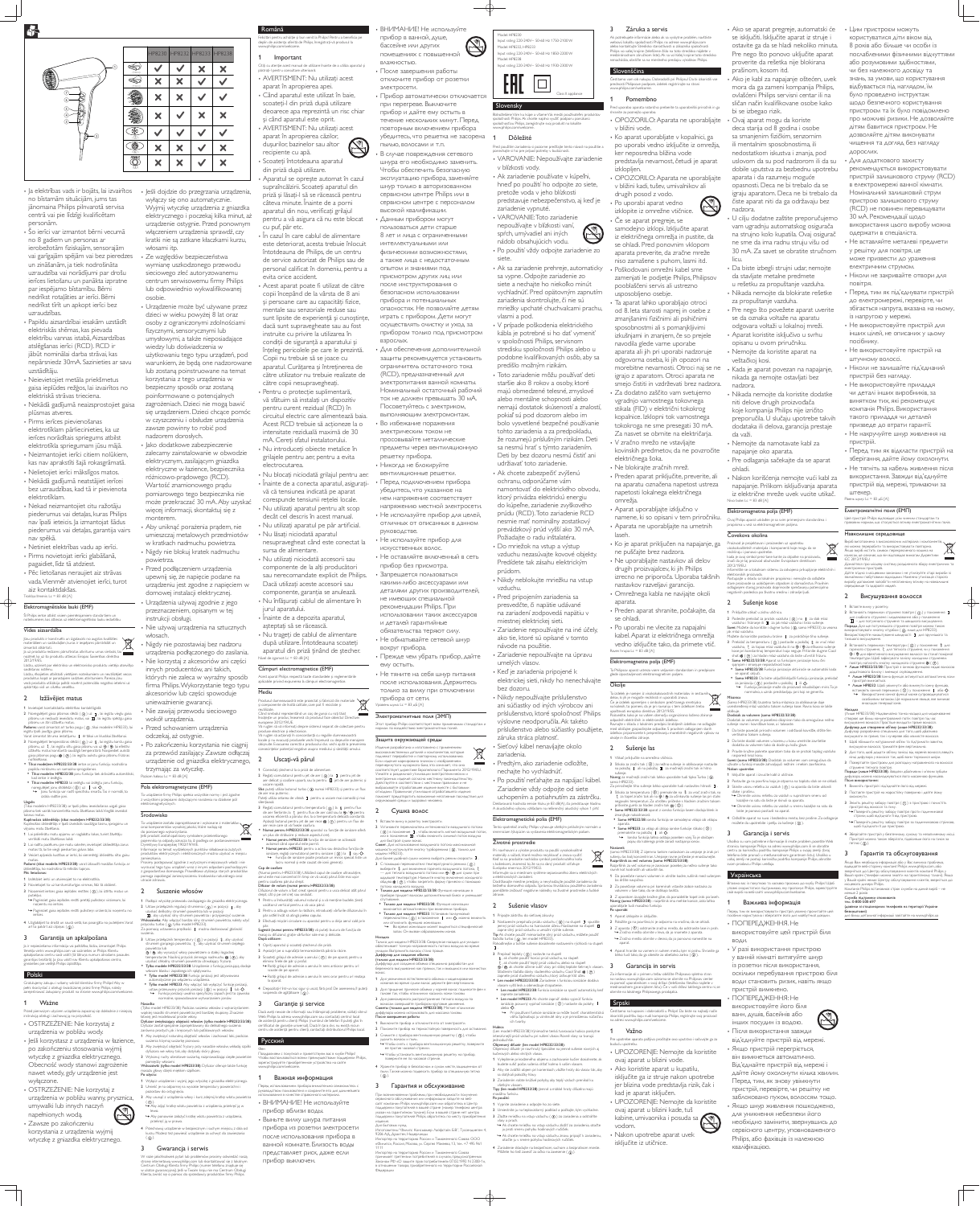- Ja elektrības vads ir bojāts, lai izvairītos no bīstamām situācijām, jums tas jānomaina Philips pilnvarotā servisa centrā vai pie līdzīgi kvalificētam personām.
- Šo ierīci var izmantot bērni vecumā no 8 gadiem un personas ar ierobežotām fiziskajām, sensorajām vai garīgajām spējām vai bez pieredzes un zināšanām, ja tiek nodrošināta uzraudzība vai norādījumi par drošu ierīces lietošanu un ja tās izprot ar ierīci saistīto bīstamību. Bērni nedrīkst rotaļāties ar ierīci. Bērni nedrīkst tīrīt un apkopt ierīci bez uzraudzības.
- Papildu aizsardzībai iesakām uzstādīt elektriskās shēmas, kas pievada elektrību vannas istabā, Aizsardzības atslēgšanas ierīci (RCD). RCD ir jābūt nominālai darba strāvai, kas nepārsniedz 30mA. Sazinieties ar savu uzstādītāju.
- Neievietojiet metāla priekšmetus gaisa izplūdes režģos, lai izvairītos no elektriskā strāvas trieciena.
- Nekādā gadījumā neaizsprostojiet gaisa plūsmas atveres.
- Pirms ierīces pievienošanas elektrotīklam pārliecinieties, ka uz ierīces norādītais spriegums atbilst elektrotīkla spriegumam jūsu mājā.
- Neizmantojiet ierīci citiem nolūkiem, kas nav aprakstīti šajā rokasgrāmatā.
- Nelietojiet ierīci mākslīgos matos.
- Nekādā gadījumā neatstājiet ierīci bez uzraudzības, kad tā ir pievienota elektrotīklam.
- Nekad neizmantojiet citu ražotāju piederumus vai detaļas, kuras Philips nav īpaši ieteicis. Ja izmantojat šādus piederumus vai detaļas, jūsu garantija vairs nav spēkā.
- Netiniet elektrības vadu ap ierīci.
- Pirms novietojat ierīci glabāšanā, pagaidiet, līdz tā atdziest.
- Pēc lietošanas nenorejiet ierīci no strāvas vada.Vienmēr atvienojiet ierīci, turot aiz kontaktdakšas.

## Elektromagnētiskie lauki (EMF)

## Vides aizsardzība

## 2 Izžāvējiet matus

## 3 Garantija un apkalpošana

## Polski

## 1 Ważne

- OSTRZEŻENIE: Nie korzystaj z urządzenia w pobliżu wody.
- Jeśli korzystasz z urządzenia w łazience, po zakończeniu stosowania wyjmij wtyczkę z gniazdka elektrycznego. Obecność wody stanowi zagrożenie nawet wtedy, gdy urządzenie jest wyłączone.
- OSTRZEŻENIE: Nie korzystaj z urządzenia w pobliżu wanny, prysznica, umywalki lub innych naczyń napełnionych wodą.
- Zawsze po zakończeniu korzystania z urządzenia wyjmij wtyczkę z gniazdka elektrycznego.
- Jeśli dojdzie do przegrzania urządzenia, wyłączy się ono automatycznie. Wyjmij wtyczkę urządzenia z gniazdka elektrycznego i poczekaj kilka minut, aż urządzenie ostygnie. Przed ponownym włączeniem urządzenia sprawdź, czy kratki nie są zatkane kłaczkami kurzu, włosami itp.
- Ze względów bezpieczeństwa wymianę uszkodzonego przewodu sieciowego zleć autoryzowanemu centrum serwisowemu firmy Philips lub odpowiednio wykwalifikowanej osobie.
- Urządzenie może być używane przez dzieci w wieku powyżej 8 lat oraz osoby z ograniczonymi zdolnościami fizycznymi, sensorycznymi lub umysłowymi, a także nieposiadające wiedzy lub doświadczenia w użytkowaniu tego typu urządzeń, pod warunkiem, że będą one nadzorowane lub zostaną poinstruowane na temat korzystania z tego urządzenia w bezpieczny sposób oraz zostaną poinformowane o potencjalnych zagrożeniach. Dzieci nie mogą bawić się urządzeniem. Dzieci nie mogą wykonywać czyszczenia i obsługi urządzenia bez nadzoru.
- Jako dodatkowe zabezpieczenie zalecamy zainstalowanie w obwodzie elektrycznym, zasilającym gniazdka elektryczne w łazience, bezpiecznika różnicowo-prądowego (RCD). Wartość znamionowego prądu powinna wynosić nie więcej niż 30 mA. Aby uzyskać więcej informacji, skontaktuj się z monterem.
- Aby uniknąć porażenia prądem, nie umieszczaj metalowych przedmiotów w kratkach nadmuchu powietrza.
- Nigdy nie blokuj kratek nadmuchu powietrza.
- Przed podłączeniem urządzenia upewnij się, że napięcie podane na urządzeniu jest zgodne z napięciem w domowej instalacji elektrycznej.
- Urządzenia używaj zgodnie z jego przeznaczeniem, opisanym w tej instrukcji obsługi.
- Nie używaj urządzenia na sztucznych włosach.
- Nigdy nie pozostawiaj bez nadzoru urządzenia podłączonego do zasilania.
- Nie korzystaj z akcesoriów ani części innych producentów, ani takich, których nie zaleca w wyraźny sposób firma Philips. Wykorzystanie tego typu akcesoriów lub części spowoduje unieważnienie gwarancji.
- Nie zawijaj przewodu sieciowego wokół urządzenia.
- Przed schowaniem urządzenia odczekaj, aż ostygnie.
- Po zakończeniu korzystania nie ciągnij za przewód zasilający. Zawsze odłączaj urządzenie od gniazdka elektrycznego, trzymając za wtyczkę.

## Pola elektromagnetyczne (EMF)

## Środowisko

## 2 Suszenie włosów

## 3 Gwarancja i serwis

## Română

Felicitări pentru achiziția făcută și bun venit la Philips! Pentru a beneficia pe deplin de asistența oferită de Philips, înregistrați-vă produsul la www.philips.com/welcome.

## 1 Important

Citiți cu atenție acest manual de utilizare înainte de a utiliza aparatul și păstrați-l pentru consultare ulterioară.

- AVERTISMENT: Nu utilizați acest aparat în apropierea apei.
- Când aparatul este utilizat în baie, scoateți-l din priză după utilizare deoarece apa reprezintă un risc chiar și când aparatul este oprit.
- AVERTISMENT: Nu utilizați acest aparat în apropierea căzilor, dușurilor, bazinelor sau altor recipiente cu apă.
- Scoateți întotdeauna aparatul din priză după utilizare.
- Aparatul se oprește automat în cazul supraîncălzirii. Scoateți aparatul din priză și lăsați-l să se răcească pentru câteva minute. Înainte de a porni aparatul din nou, verificați grilajul pentru a vă asigura că nu este blocat cu puf, păr etc.
- În cazul în care cablul de alimentare este deteriorat, acesta trebuie înlocuit întotdeauna de Philips, de un centru de service autorizat de Philips sau de personal calificat în domeniu, pentru a evita orice accident.
- Acest aparat poate fi utilizat de către copii începând de la vârsta de 8 ani și persoane care au capacități fizice, mentale sau senzoriale reduse sau sunt lipsite de experiență și cunoștințe, dacă sunt supravegheate sau au fost instruite cu privire la utilizarea în condiții de siguranță a aparatului și înțeleg pericolele pe care le prezintă. Copiii nu trebuie să se joace cu aparatul. Curățarea și întreținerea de către utilizator nu trebuie realizate de către copii nesupravegheați.
- Pentru o protecție suplimentară, vă sfătuim să instalați un dispozitiv pentru curent rezidual (RCD) în circuitul electric care alimentează baia. Acest RCD trebuie să aibă un curent rezidual de funcționare nominal care să nu depășească 30 mA. Cereți sfatul instalatorului.
- Nu introduceți obiecte metalice în grilajele pentru aer, pentru a evita electrocutarea.
- Nu blocați niciodată grilajul pentru aer.
- Înainte de a conecta aparatul, asigurați-vă că tensiunea indicată pe aparat corespunde tensiunii rețelei locale.
- Nu utilizați aparatul pentru alt scop decât cel descris în acest manual.
- Nu utilizați aparatul pe păr artificial.
- Nu lăsați niciodată aparatul nesupravegheat când este conectat la sursa de alimentare.
- Nu utilizați niciodată accesorii sau componente de la alți producători sau nerecomandate explicit de Philips. Dacă utilizați aceste accesorii sau componente, garanția se anulează.
- Nu înfășurați cablul de alimentare în jurul aparatului.
- Înainte de a depozita aparatul, așteptați să se răcească.
- Nu trageți de cablul de alimentare după utilizare. Întotdeauna scoateți aparatul din priză ținând de ștecher.

## Câmpuri electromagnetice (EMF)

## Mediu

## 2 Uscați-vă părul

## 3 Garanție și service

## Русский

## 1 Важная информация

- ВНИМАНИЕ! Не используйте прибор вблизи воды.
- Выньте вилку шнура питания прибора из розетки электросети после использования прибора в ванной комнате. Близость воды представляет риск, даже если прибор выключен.
- ВНИМАНИЕ! Не используйте прибор в ванной, душе, бассейне или других помещениях с повышенной влажностью.
- После завершения работы отключите прибор от розетки электросети.
- Прибор автоматически отключается при перегреве. Выключите прибор и дайте ему остыть в течение нескольких минут. Перед повторным включением прибора убедитесь, что решетка не засорена пылью, волосами и т.п.
- В случае повреждения сетевого шнура его необходимо заменить. Чтобы обеспечить безопасную эксплуатацию прибора, заменяйте шнур только в авторизованном сервисном центре Philips или в сервисном центре с персоналом высокой квалификации.
- Данным прибором могут пользоваться дети старше 8 лет и лица с ограниченными интеллектуальными или физическими возможностями, а также лица с недостаточным опытом и знаниями под присмотром других лиц или после инструктирования о безопасном использовании прибора и потенциальных опасностях. Не позволяйте детям играть с прибором. Дети могут осуществлять очистку и уход за прибором только под присмотром взрослых.
- Для обеспечения дополнительной защиты рекомендуется установить ограничитель остаточного тока (RCD), предназначенный для электропитания ванной комнаты. Номинальный остаточный рабочий ток не должен превышать 30 мА. Посоветуйтесь с электриком, выполняющим электромонтаж.
- Во избежание поражения электрическим током не просовывайте металлические предметы через вентиляционную решетку прибора.
- Никогда не блокируйте вентиляционные решетки.
- Перед подключением прибора убедитесь, что указанное на нем напряжение соответствует напряжению местной электросети.
- Не используйте прибор для целей, отличных от описанных в данном руководстве.
- Не используйте прибор для искусственных волос.
- Не оставляйте включенный в сеть прибор без присмотра.
- Запрещается пользоваться какими-либо аксессуарами или деталями других производителей, не имеющих специальной рекомендации Philips. При использовании таких аксессуаров и деталей гарантийные обязательства теряют силу.
- Не обматывайте сетевой шнур вокруг прибора.
- Прежде чем убрать прибор, дайте ему остыть.
- Не тяните за сетевой шнур после использования. Держитесь только за вилку при отключении прибора от сети.

## Электромагнитные поля (ЭМП)

## Защита окружающей среды

## 2 Сушка волос

## 3 Гарантия и обслуживание

## Slovensky

## 1 Dôležité

- VAROVANIE: Nepoužívajte zariadenie v blízkosti vody.
- Ak zariadenie používate v kúpeľni, hneď po použití ho odpojte zo siete, pretože voda v jeho blízkosti predstavuje nebezpečenstvo, aj keď je zariadenie vypnuté.
- VAROVANIE: Toto zariadenie nepoužívajte v blízkosti vaní, spŕch, umývadiel ani iných nádob obsahujúcich vodu.
- Po použití vždy odpojte zariadenie zo siete.
- Ak sa zariadenie prehreje, automaticky sa vypne. Odpojte zariadenie zo siete a nechajte ho niekoľko minút vychladnúť. Pred opätovným zapnutím zariadenia skontrolujte, či nie sú mriežky upchaté chuchvalcami prachu, vlasmi a pod.
- V prípade poškodenia elektrického kábla je potrebné si ho dať vymeniť v spoločnosti Philips, v servisnom stredisku spoločnosti Philips alebo u podobne kvalifikovaných osôb, aby sa predišlo možným rizikám.
- Toto zariadenie môžu používať deti staršie ako 8 rokov a osoby ktoré majú obmedzené telesné, zmyslové alebo mentálne schopnosti alebo nemajú dostatok skúseností a znalostí, pokiaľ sú pod dozorom alebo im bolo vysvetlené bezpečné používanie tohto zariadenia a za predpokladu, že rozumejú príslušným rizikám. Deti sa nesmú hrať s týmto zariadením. Deti by bez dozoru nemali čistiť ani udržiavať toto zariadenie.
- Ak chcete zabezpečiť zvýšenú ochranu, odporúčame vám namontovať do elektrického obvodu, ktorý privádza elektrický energiu do kúpeľne, zariadenie zvyškového prúdu (RCD). Toto zariadenie RCD nesmie mať nominálny zostatkový prevádzkový prúd vyšší ako 30 mA. Poraďte sa s inštalatérom.
- Do mriežok na vstup a výstup vzduchu nevsúvajte kovové objekty. Predídete tak zásahu elektrickým prúdom.
- Nikdy neblokujte mriežku na vstup vzduchu.
- Pred pripojením zariadenia sa presvedčte, či napätie uvádzané na zariadení zodpovedá napätiu v miestnej elektrickej sieti.
- Zariadenie nepoužívajte na iné účely ako tie, ktoré sú opísané v tomto návode na použitie.
- Zariadenie nepoužívajte na umelých vlasoch.
- Keď je zariadenie pripojené k elektrickej sieti, nikdy ho nenechávajte bez dozoru.
- Nikdy nepoužívajte príslušenstvo ani súčiastky od iných výrobcov ani príslušenstvo, ktoré spoločnosť Philips výslovne neodporúča. Ak takéto príslušenstvo alebo súčiastky použijete, záruka stráca platnosť.
- Sieťový kábel nenavíjajte okolo zariadenia.
- Predtým, ako zariadenie odložíte, nechajte ho vychladnúť.
- Po použití neťahajte za napájací kábel. Zariadenie vždy odpojte od siete uchopením a potiahnutím za zástrčku.

## Elektromagnetické polia (EMF)

## Životné prostredie

## 2 Sušenie vlasov

## 3 Záruka a servis

## Slovenščina

## 1 Pomembno

- OPOZORILO: Aparata ne uporabljajte v bližini vode.
- Ko aparat uporabljate v kopalnici, ga po uporabi vedno izključite iz omrežja, ker neposredna bližina vode predstavlja nevarnost, četudi je aparat izklopljen.
- OPOZORILO: Aparata ne uporabljajte v bližini kadi, tušev, umivalnikov ali drugih posod z vodo.
- Po uporabi aparat vedno izključite iz omrežne vtičnice.
- Če se aparat pregreje, se samodejno izklopi. Izključite aparat iz električnega omrežja in pustite, da se ohladi. Pred ponovnim vklopom aparata preverite, da zračne mreže niso zamašene s puhom, lasmi itd.
- Poškodovani omrežni kabel sme zamenjati le podjetje Philips, Philipsov pooblaščeni servis ali ustrezno usposobljeno osebje.
- Ta aparat lahko uporabljajo otroci od 8. leta starosti naprej in osebe z zmanjšanimi fizičnimi ali psihičnimi sposobnostmi ali s pomanjkljivimi izkušnjami in znanjem, če so prejele navodila glede varne uporabe aparata ali jih pri uporabi nadzoruje oseba, ki razume povezane nevarnosti. Otroci se z aparatom ne smejo igrati. Otroci brez nadzora ne smejo čistiti in vzdrževati aparata.
- Za dodatno zaščito vam svetujemo vgradnjo varnostnega tokovnega stikala (FID) v električni tokokrog kopalnice. Izklopni tok varnostnega tokokroga ne sme presegati 30 mA. Za nasvet se obrnite na električarja.
- V zračno mrežo ne vstavljajte kovinskih predmetov, da ne povzročite električnega šoka.
- Ne blokirajte zračnih mrež.
- Preden aparat priključite, preverite, ali na aparatu označena napetost ustreza napetosti lokalnega električnega omrežja.
- Aparat uporabljajte izključno v namene, ki so opisani v tem priročniku.
- Aparata ne uporabljajte na umetnih laseh.
- Ko je aparat priključen na napajanje, ga ne puščajte brez nadzora.
- Ne uporabljajte nastavkov ali delov drugih proizvajalcev, ki jih Philips izrecno ne priporoča. Uporaba takšnih nastavkov razveljavi garancijo.
- Omrežnega kabla ne navijajte okoli aparata.
- Preden aparat shranite, počakajte, da se ohladi.
- Po uporabi ne vlecite za napajalni kabel. Aparat iz električnega omrežja vedno izključite tako, da primete vtič.

## Elektromagnetna polja (EMF)

## Okolje

## 2 Sušenje las

## 3 Garancija in servis

## Srpski

## 1 Važno

- UPOZORENJE: Nemojte da koristite ovaj aparat u blizini vode.
- Ako koristite aparat u kupatilu, isključite ga iz struje nakon upotrebe jer blizina vode predstavlja rizik, čak i kad je aparat isključen.
- UPOZORENJE: Nemojte da koristite ovaj aparat u blizini kade, tuš kabine, umivaonika i posuda sa vodom.
- Nakon upotrebe aparat uvek isključite iz utičnice.
- Ako se aparat pregreje, automatski će se isključiti. Isključite aparat iz struje i ostavite ga da se hladi nekoliko minuta. Pre nego što ponovo uključite aparat proverite da rešetke nije blokirana prašinom, kosom itd.
- Ako je kabl za napajanje oštećen, uvek mora da ga zameni kompanija Philips, ovlašćeni Philips servisni centar ili na sličan način kvalifikovane osobe kako bi se izbegao rizik.
- Ovaj aparat mogu da koriste deca starija od 8 godina i osobe sa smanjenim fizičkim, senzornim ili mentalnim sposobnostima, ili nedostatkom iskustva i znanja, pod uslovom da su pod nadzorom ili da su dobile uputstva za bezbednu upotrebu aparata i da razumeju moguće opasnosti. Deca ne bi trebalo da se igraju aparatom. Deca ne bi trebalo da čiste aparat niti da ga održavaju bez nadzora.
- U cilju dodatne zaštite preporučujemo vam ugradnju automatskog osigurača na strujno kolo kupatila. Ovaj osigurač ne sme da ima radnu struju višu od 30 mA. Za savet se obratite stručnom licu.
- Da biste izbegli strujni udar, nemojte da stavljate metalne predmete u rešetku za propuštanje vazduha.
- Nikada nemojte da blokirate rešetke za propuštanje vazduha.
- Pre nego što povežete aparat uverite se da oznaka voltaže na aparatu odgovara voltaži u lokalnoj mreži.
- Aparat koristite isključivo u svrhu opisanu u ovom priručniku.
- Nemojte da koristite aparat na veštačkoj kosi.
- Kada je aparat povezan na napajanje, nikada ga nemojte ostavljati bez nadzora.
- Nikada nemojte da koristite dodatke niti delove drugih proizvođača koje kompanija Philips nije izričito preporučila. U slučaju upotrebe takvih dodataka ili delova, garancija prestaje da važi.
- Nemojte da namotavate kabl za napajanje oko aparata.
- Pre odlaganja sačekajte da se aparat ohladi.
- Nakon korišćenja nemojte vući kabl za napajanje. Prilikom isključivanja aparata iz električne mreže uvek vucite utikač.

## Elektromagnetna polja (EMF)

## Čuvanje okoline

## 2 Sušenje kose

## 3 Garancija i servis

## Українська

## 1 Важлива інформація

- ПОПЕРЕДЖЕННЯ. Не використовуйте цей пристрій біля води.
- У разі використання пристрою у ванній кімнаті витягніть штепсель із розетки після використання, оскільки перебування пристрою біля води становить ризик, навіть якщо пристрій вимкнено.
- ПОПЕРЕДЖЕННЯ. Не використовуйте його біля ванн, душів, басейнів або інших посудин із водою.
- Після використання завжди від'єднуйте пристрій від мережі.
- Якщо пристрій перегрівся, він вимикається автоматично. Від'єднайте пристрій від мережі і дайте йому охолонути кілька хвилин. Перед тим, як знову увімкнути пристрій, перевірте, чи решітки не заблоковано пухом, волоссям тощо.
- Якщо шнур живлення пошкоджено, для уникнення небезпеки його необхідно замінити, звернувшись до сервісного центру, уповноваженого Philips, або фахівців із належною кваліфікацією.
- Цим пристроєм можуть користуватися діти віком від 8 років або більше чи особи із послабленими фізичними відчуттями або розумовими здібностями, чи без належного досвіду та знань, за умови, що користування відбувається під наглядом, їм було проведено інструктаж щодо безпечного користування пристроєм та їх було повідомлено про можливі ризики. Не дозволяйте дітям бавитися пристроєм. Не дозволяйте дітям виконувати чищення та догляд без нагляду дорослих.
- Для додаткового захисту рекомендується використовувати пристрій захисного вимкнення (RCD) в електромережі ванної кімнати. Номінальний залишковий струм пристрою захисного вимкнення (RCD) не повинен перевищувати 30 мА. Рекомендації щодо використання цього виробу можна одержати в спеціаліста.
- Не вставляйте металеві предмети у решітку для повітря, це може призвести до ураження електричним струмом.
- Ніколи не закривайте отвори для повітря.
- Перед тим як під'єднувати пристрій до електромережі, перевірте, чи збігається напруга, вказана на ньому, із напругою у мережі.
- Не використовуйте пристрій для інших цілей, не описаних у цьому посібнику.
- Не використовуйте пристрій на штучному волоссі.
- Ніколи не залишайте під'єднаний пристрій без нагляду.
- Не використовуйте приладдя чи деталі інших виробників, за винятком тих, які рекомендує компанія Philips. Використання такого приладдя чи деталей призведе до втрати гарантії.
- Не накручуйте шнур живлення на пристрій.
- Перед тим як відкласти пристрій на зберігання, дайте йому охолонути.
- Не тягніть за кабель живлення після використання. Завжди від'єднуйте пристрій від мережі, тримаючи за штепсель.

## Електромагнітні поля (ЕМП)

## Навколишнє середовище

## 2 Висушування волосся

## 3 Гарантія та обслуговування